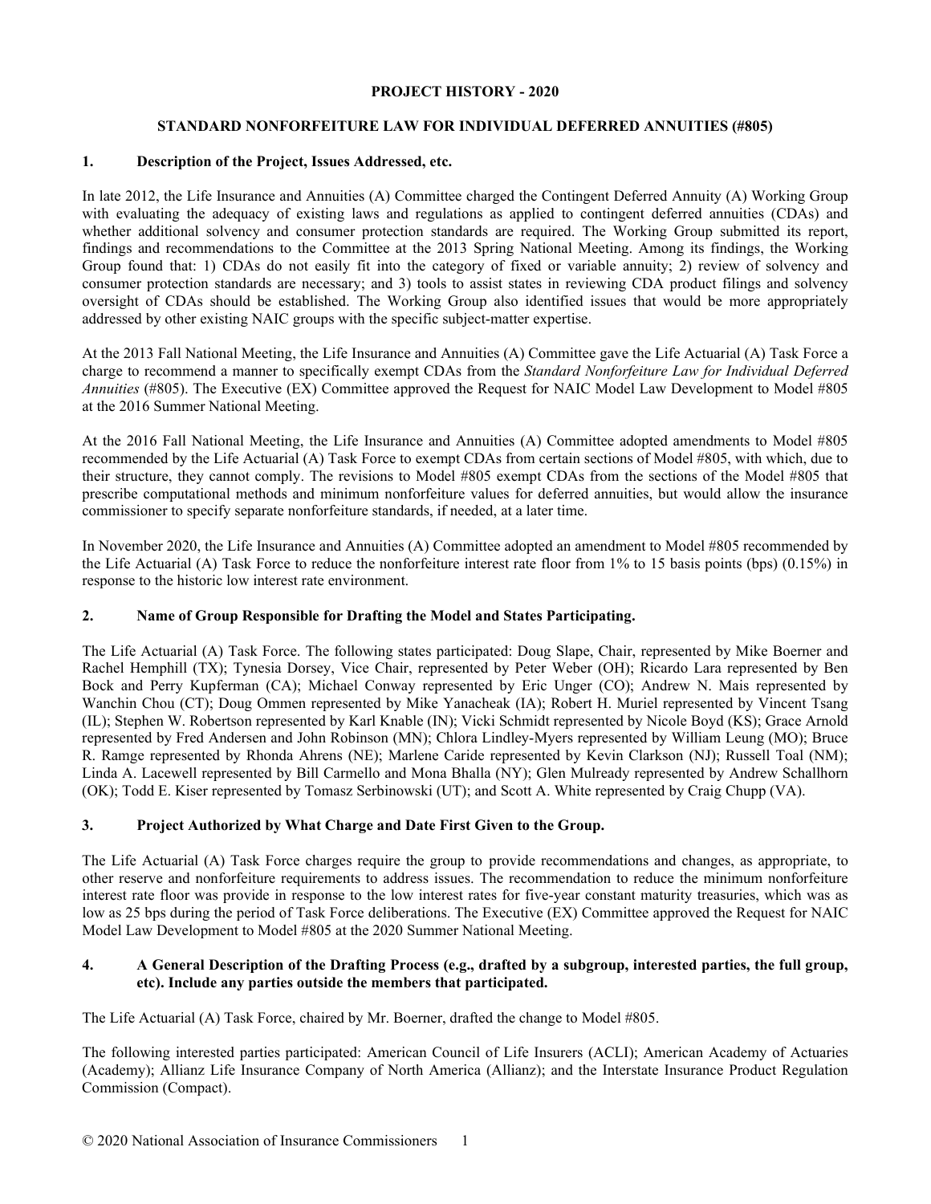**PROJECT HISTORY - 2020**

**STANDARD NONFORFEITURE LAW FOR INDIVIDUAL DEFERRED ANNUITIES (#805)**

## 1. Description of the Project, Issues Addressed, etc.

In late 2012, the Life Insurance and Annuities (A) Committee charged the Contingent Deferred Annuity (A) Working Group with evaluating the adequacy of existing laws and regulations as applied to contingent deferred annuities (CDAs) and whether additional solvency and consumer protection standards are required. The Working Group submitted its report, findings and recommendations to the Committee at the 2013 Spring National Meeting. Among its findings, the Working Group found that: 1) CDAs do not easily fit into the category of fixed or variable annuity; 2) review of solvency and consumer protection standards are necessary; and 3) tools to assist states in reviewing CDA product filings and solvency oversight of CDAs should be established. The Working Group also identified issues that would be more appropriately addressed by other existing NAIC groups with the specific subject-matter expertise.

At the 2013 Fall National Meeting, the Life Insurance and Annuities (A) Committee gave the Life Actuarial (A) Task Force a charge to recommend a manner to specifically exempt CDAs from the *Standard Nonforfeiture Law for Individual Deferred Annuities* (#805). The Executive (EX) Committee approved the Request for NAIC Model Law Development to Model #805 at the 2016 Summer National Meeting.

At the 2016 Fall National Meeting, the Life Insurance and Annuities (A) Committee adopted amendments to Model #805 recommended by the Life Actuarial (A) Task Force to exempt CDAs from certain sections of Model #805, with which, due to their structure, they cannot comply. The revisions to Model #805 exempt CDAs from the sections of the Model #805 that prescribe computational methods and minimum nonforfeiture values for deferred annuities, but would allow the insurance commissioner to specify separate nonforfeiture standards, if needed, at a later time.

In November 2020, the Life Insurance and Annuities (A) Committee adopted an amendment to Model #805 recommended by the Life Actuarial (A) Task Force to reduce the nonforfeiture interest rate floor from 1% to 15 basis points (bps) (0.15%) in response to the historic low interest rate environment.

## 2. Name of Group Responsible for Drafting the Model and States Participating.

The Life Actuarial (A) Task Force. The following states participated: Doug Slape, Chair, represented by Mike Boerner and Rachel Hemphill (TX); Tynesia Dorsey, Vice Chair, represented by Peter Weber (OH); Ricardo Lara represented by Ben Bock and Perry Kupferman (CA); Michael Conway represented by Eric Unger (CO); Andrew N. Mais represented by Wanchin Chou (CT); Doug Ommen represented by Mike Yanacheak (IA); Robert H. Muriel represented by Vincent Tsang (IL); Stephen W. Robertson represented by Karl Knable (IN); Vicki Schmidt represented by Nicole Boyd (KS); Grace Arnold represented by Fred Andersen and John Robinson (MN); Chlora Lindley-Myers represented by William Leung (MO); Bruce R. Ramge represented by Rhonda Ahrens (NE); Marlene Caride represented by Kevin Clarkson (NJ); Russell Toal (NM); Linda A. Lacewell represented by Bill Carmello and Mona Bhalla (NY); Glen Mulready represented by Andrew Schallhorn (OK); Todd E. Kiser represented by Tomasz Serbinowski (UT); and Scott A. White represented by Craig Chupp (VA).

## 3. Project Authorized by What Charge and Date First Given to the Group.

The Life Actuarial (A) Task Force charges require the group to provide recommendations and changes, as appropriate, to other reserve and nonforfeiture requirements to address issues. The recommendation to reduce the minimum nonforfeiture interest rate floor was provide in response to the low interest rates for five-year constant maturity treasuries, which was as low as 25 bps during the period of Task Force deliberations. The Executive (EX) Committee approved the Request for NAIC Model Law Development to Model #805 at the 2020 Summer National Meeting.

## 4. A General Description of the Drafting Process (e.g., drafted by a subgroup, interested parties, the full group, etc). Include any parties outside the members that participated.

The Life Actuarial (A) Task Force, chaired by Mr. Boerner, drafted the change to Model #805.

The following interested parties participated: American Council of Life Insurers (ACLI); American Academy of Actuaries (Academy); Allianz Life Insurance Company of North America (Allianz); and the Interstate Insurance Product Regulation Commission (Compact).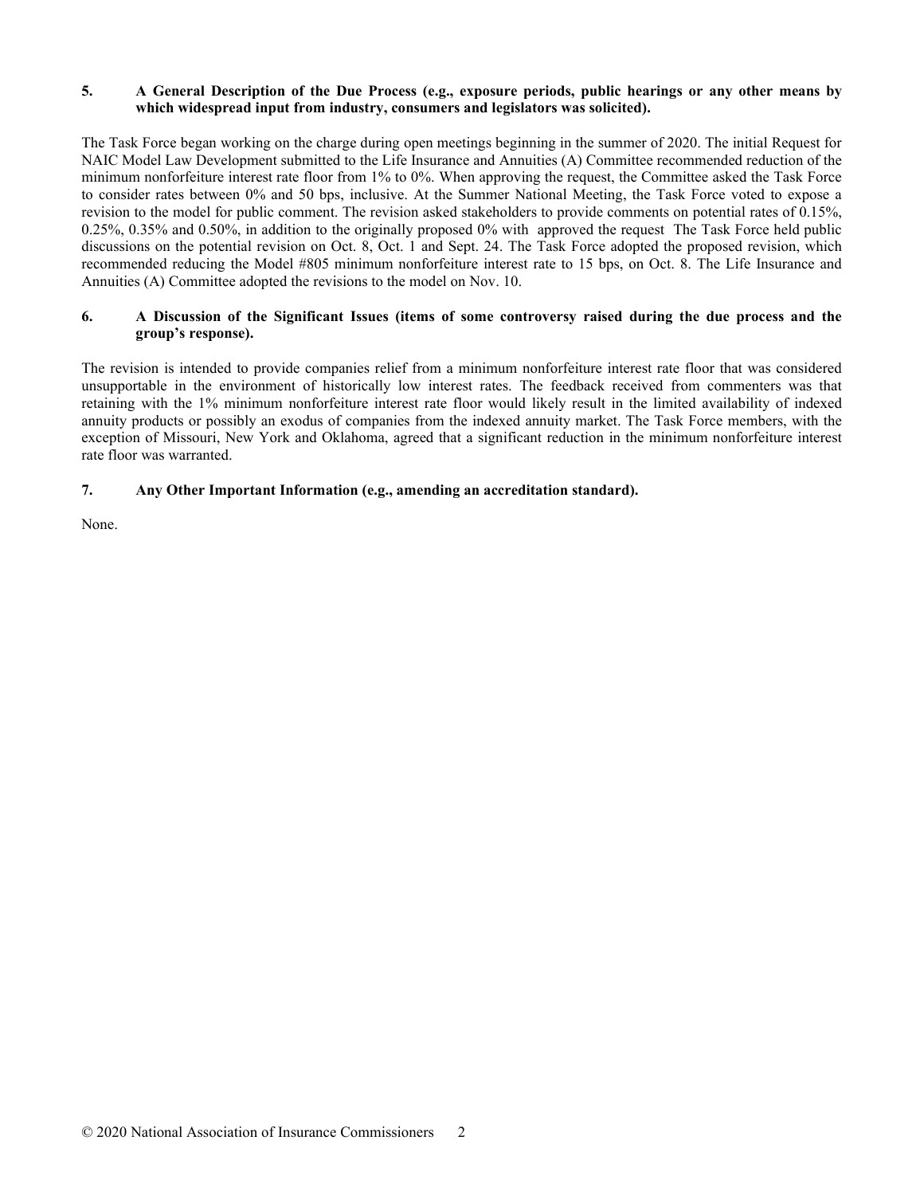**5. A General Description of the Due Process (e.g., exposure periods, public hearings or any other means by which widespread input from industry, consumers and legislators was solicited).**

The Task Force began working on the charge during open meetings beginning in the summer of 2020. The initial Request for NAIC Model Law Development submitted to the Life Insurance and Annuities (A) Committee recommended reduction of the minimum nonforfeiture interest rate floor from 1% to 0%. When approving the request, the Committee asked the Task Force to consider rates between 0% and 50 bps, inclusive. At the Summer National Meeting, the Task Force voted to expose a revision to the model for public comment. The revision asked stakeholders to provide comments on potential rates of 0.15%, 0.25%, 0.35% and 0.50%, in addition to the originally proposed 0% with approved the request The Task Force held public discussions on the potential revision on Oct. 8, Oct. 1 and Sept. 24. The Task Force adopted the proposed revision, which recommended reducing the Model #805 minimum nonforfeiture interest rate to 15 bps, on Oct. 8. The Life Insurance and Annuities (A) Committee adopted the revisions to the model on Nov. 10.

**6. A Discussion of the Significant Issues (items of some controversy raised during the due process and the group's response).**

The revision is intended to provide companies relief from a minimum nonforfeiture interest rate floor that was considered unsupportable in the environment of historically low interest rates. The feedback received from commenters was that retaining with the 1% minimum nonforfeiture interest rate floor would likely result in the limited availability of indexed annuity products or possibly an exodus of companies from the indexed annuity market. The Task Force members, with the exception of Missouri, New York and Oklahoma, agreed that a significant reduction in the minimum nonforfeiture interest rate floor was warranted.

**7. Any Other Important Information (e.g., amending an accreditation standard).**

None.

© 2020 National Association of Insurance Commissioners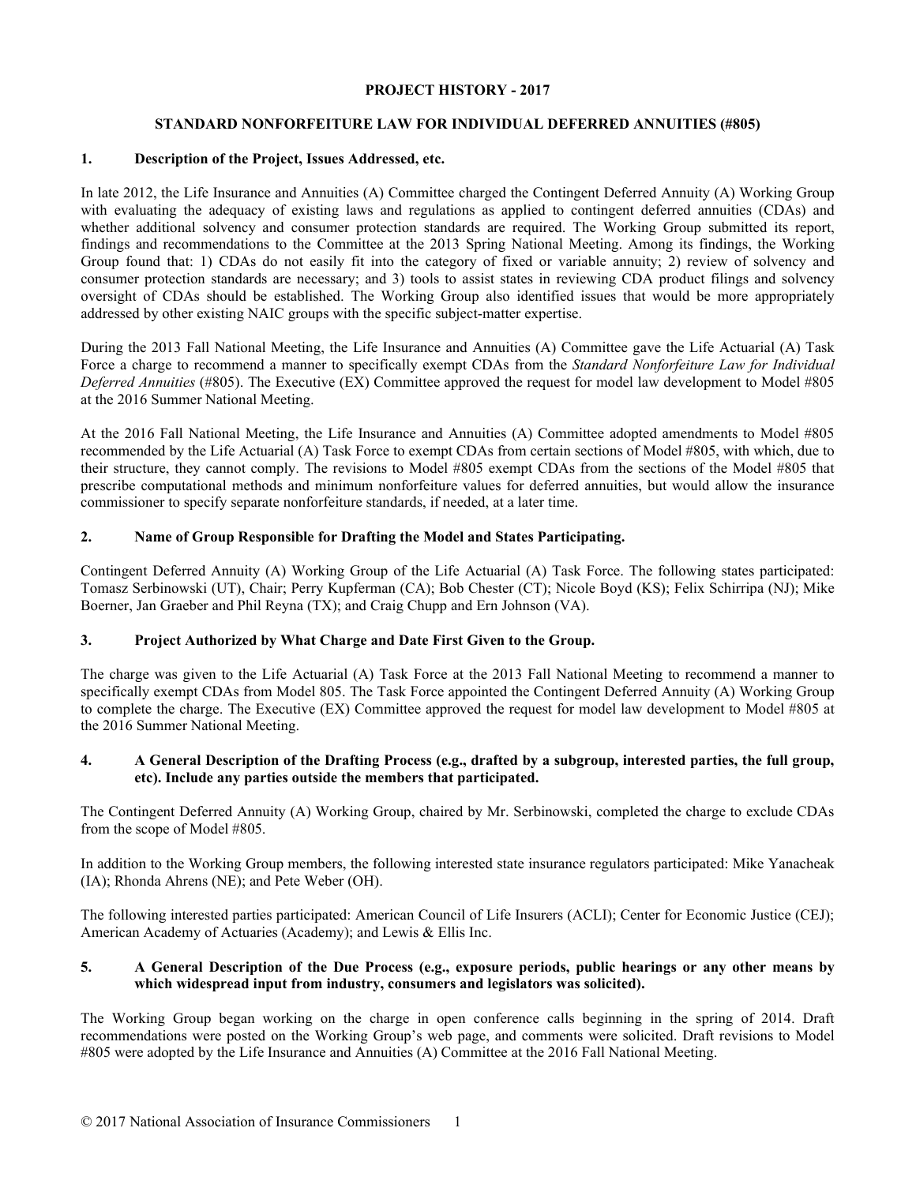**PROJECT HISTORY - 2017**

**STANDARD NONFORFEITURE LAW FOR INDIVIDUAL DEFERRED ANNUITIES (#805)**

**1. Description of the Project, Issues Addressed, etc.**

In late 2012, the Life Insurance and Annuities (A) Committee charged the Contingent Deferred Annuity (A) Working Group with evaluating the adequacy of existing laws and regulations as applied to contingent deferred annuities (CDAs) and whether additional solvency and consumer protection standards are required. The Working Group submitted its report, findings and recommendations to the Committee at the 2013 Spring National Meeting. Among its findings, the Working Group found that: 1) CDAs do not easily fit into the category of fixed or variable annuity; 2) review of solvency and consumer protection standards are necessary; and 3) tools to assist states in reviewing CDA product filings and solvency oversight of CDAs should be established. The Working Group also identified issues that would be more appropriately addressed by other existing NAIC groups with the specific subject-matter expertise.

During the 2013 Fall National Meeting, the Life Insurance and Annuities (A) Committee gave the Life Actuarial (A) Task Force a charge to recommend a manner to specifically exempt CDAs from the *Standard Nonforfeiture Law for Individual Deferred Annuities* (#805). The Executive (EX) Committee approved the request for model law development to Model #805 at the 2016 Summer National Meeting.

At the 2016 Fall National Meeting, the Life Insurance and Annuities (A) Committee adopted amendments to Model #805 recommended by the Life Actuarial (A) Task Force to exempt CDAs from certain sections of Model #805, with which, due to their structure, they cannot comply. The revisions to Model #805 exempt CDAs from the sections of the Model #805 that prescribe computational methods and minimum nonforfeiture values for deferred annuities, but would allow the insurance commissioner to specify separate nonforfeiture standards, if needed, at a later time.

**2. Name of Group Responsible for Drafting the Model and States Participating.**

Contingent Deferred Annuity (A) Working Group of the Life Actuarial (A) Task Force. The following states participated: Tomasz Serbinowski (UT), Chair; Perry Kupferman (CA); Bob Chester (CT); Nicole Boyd (KS); Felix Schirripa (NJ); Mike Boerner, Jan Graeber and Phil Reyna (TX); and Craig Chupp and Ern Johnson (VA).

**3. Project Authorized by What Charge and Date First Given to the Group.**

The charge was given to the Life Actuarial (A) Task Force at the 2013 Fall National Meeting to recommend a manner to specifically exempt CDAs from Model 805. The Task Force appointed the Contingent Deferred Annuity (A) Working Group to complete the charge. The Executive (EX) Committee approved the request for model law development to Model #805 at the 2016 Summer National Meeting.

**4. A General Description of the Drafting Process (e.g., drafted by a subgroup, interested parties, the full group, etc). Include any parties outside the members that participated.**

The Contingent Deferred Annuity (A) Working Group, chaired by Mr. Serbinowski, completed the charge to exclude CDAs from the scope of Model #805.

In addition to the Working Group members, the following interested state insurance regulators participated: Mike Yanacheak (IA); Rhonda Ahrens (NE); and Pete Weber (OH).

The following interested parties participated: American Council of Life Insurers (ACLI); Center for Economic Justice (CEJ); American Academy of Actuaries (Academy); and Lewis & Ellis Inc.

**5. A General Description of the Due Process (e.g., exposure periods, public hearings or any other means by which widespread input from industry, consumers and legislators was solicited).**

The Working Group began working on the charge in open conference calls beginning in the spring of 2014. Draft recommendations were posted on the Working Group's web page, and comments were solicited. Draft revisions to Model #805 were adopted by the Life Insurance and Annuities (A) Committee at the 2016 Fall National Meeting.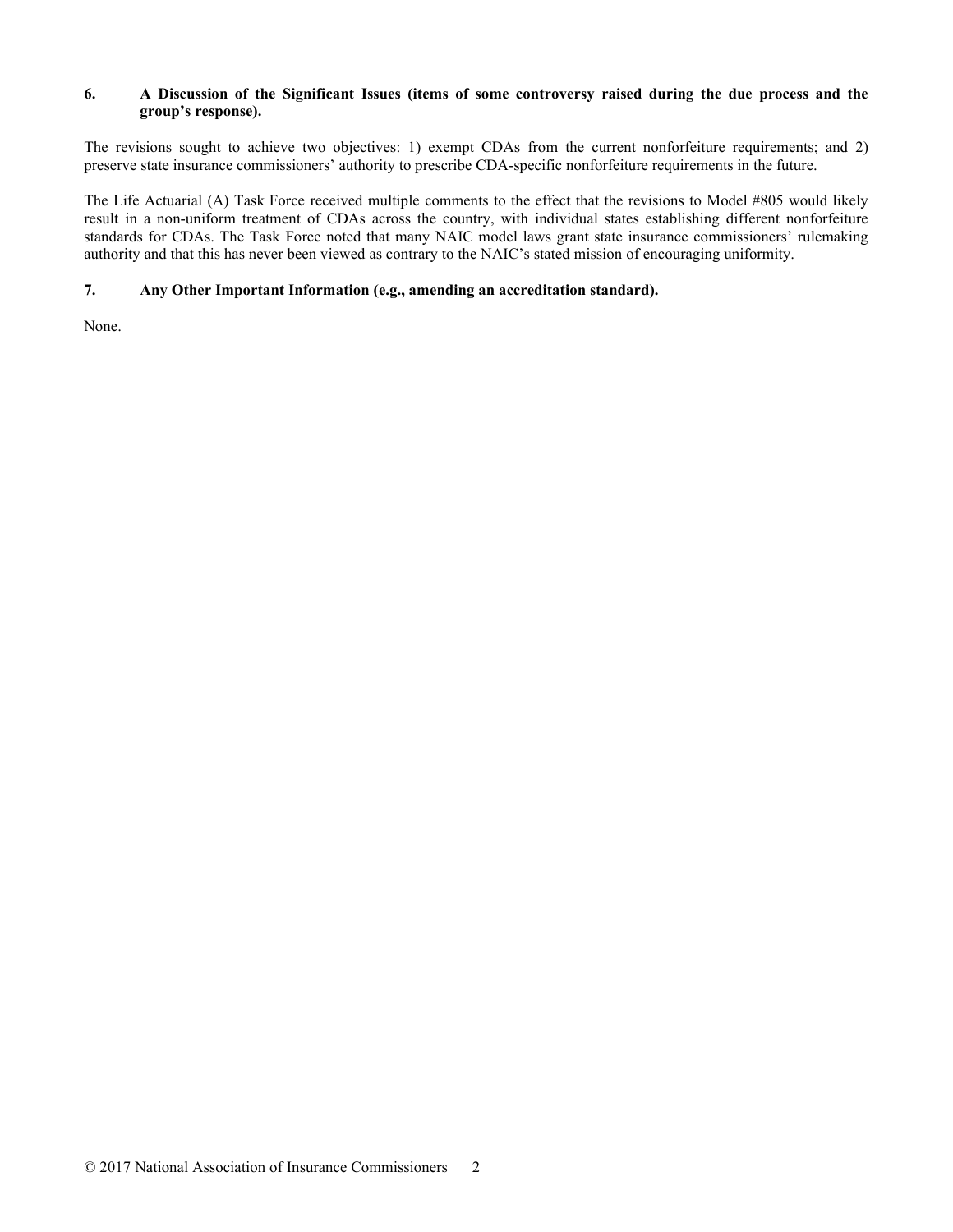**6. A Discussion of the Significant Issues (items of some controversy raised during the due process and the group's response).**

The revisions sought to achieve two objectives: 1) exempt CDAs from the current nonforfeiture requirements; and 2) preserve state insurance commissioners' authority to prescribe CDA-specific nonforfeiture requirements in the future.

The Life Actuarial (A) Task Force received multiple comments to the effect that the revisions to Model #805 would likely result in a non-uniform treatment of CDAs across the country, with individual states establishing different nonforfeiture standards for CDAs. The Task Force noted that many NAIC model laws grant state insurance commissioners' rulemaking authority and that this has never been viewed as contrary to the NAIC's stated mission of encouraging uniformity.

**7. Any Other Important Information (e.g., amending an accreditation standard).**

None.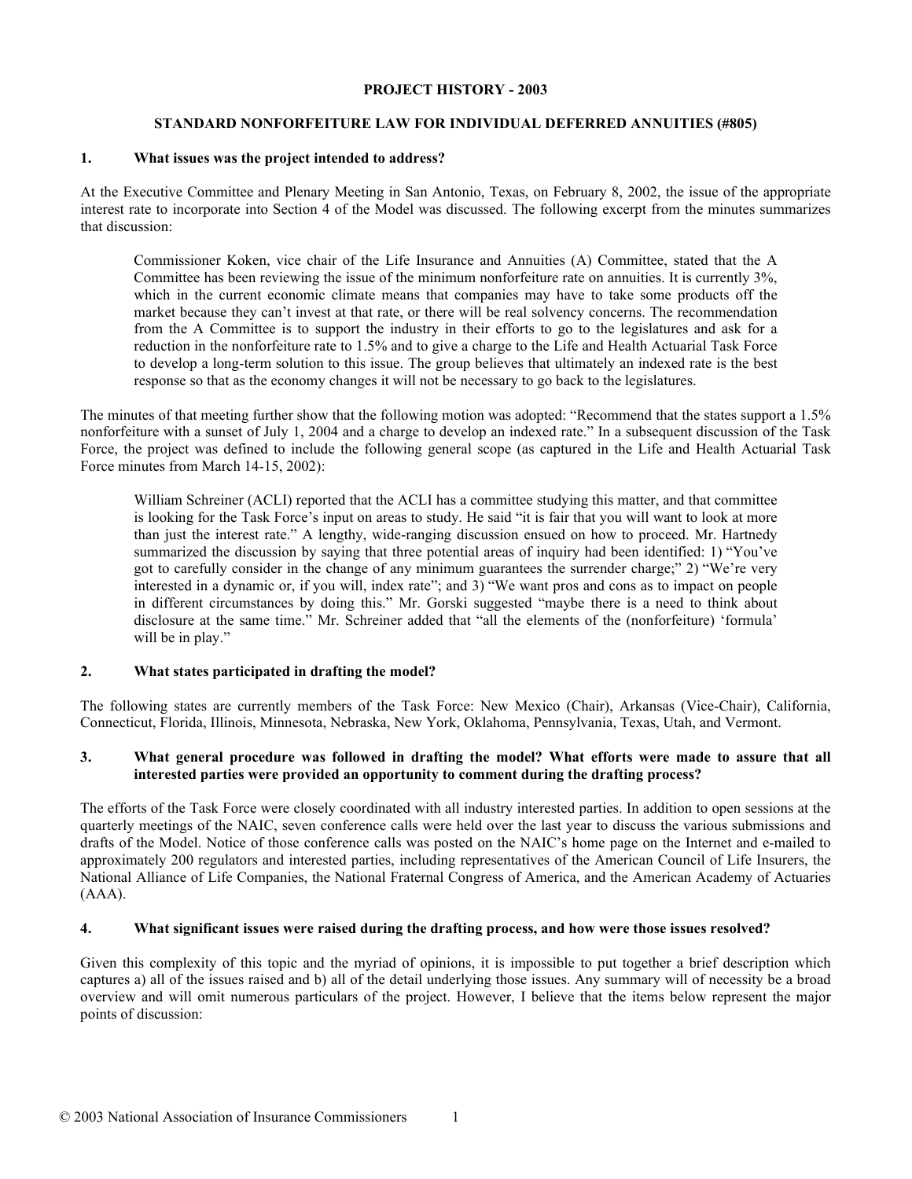**PROJECT HISTORY - 2003**

**STANDARD NONFORFEITURE LAW FOR INDIVIDUAL DEFERRED ANNUITIES (#805)**

**1. What issues was the project intended to address?**

At the Executive Committee and Plenary Meeting in San Antonio, Texas, on February 8, 2002, the issue of the appropriate interest rate to incorporate into Section 4 of the Model was discussed. The following excerpt from the minutes summarizes that discussion:

> Commissioner Koken, vice chair of the Life Insurance and Annuities (A) Committee, stated that the A Committee has been reviewing the issue of the minimum nonforfeiture rate on annuities. It is currently 3%, which in the current economic climate means that companies may have to take some products off the market because they can't invest at that rate, or there will be real solvency concerns. The recommendation from the A Committee is to support the industry in their efforts to go to the legislatures and ask for a reduction in the nonforfeiture rate to 1.5% and to give a charge to the Life and Health Actuarial Task Force to develop a long-term solution to this issue. The group believes that ultimately an indexed rate is the best response so that as the economy changes it will not be necessary to go back to the legislatures.

The minutes of that meeting further show that the following motion was adopted: "Recommend that the states support a 1.5% nonforfeiture with a sunset of July 1, 2004 and a charge to develop an indexed rate." In a subsequent discussion of the Task Force, the project was defined to include the following general scope (as captured in the Life and Health Actuarial Task Force minutes from March 14-15, 2002):

> William Schreiner (ACLI) reported that the ACLI has a committee studying this matter, and that committee is looking for the Task Force's input on areas to study. He said "it is fair that you will want to look at more than just the interest rate." A lengthy, wide-ranging discussion ensued on how to proceed. Mr. Hartnedy summarized the discussion by saying that three potential areas of inquiry had been identified: 1) "You've got to carefully consider in the change of any minimum guarantees the surrender charge;" 2) "We're very interested in a dynamic or, if you will, index rate"; and 3) "We want pros and cons as to impact on people in different circumstances by doing this." Mr. Gorski suggested "maybe there is a need to think about disclosure at the same time." Mr. Schreiner added that "all the elements of the (nonforfeiture) 'formula' will be in play."

**2. What states participated in drafting the model?**

The following states are currently members of the Task Force: New Mexico (Chair), Arkansas (Vice-Chair), California, Connecticut, Florida, Illinois, Minnesota, Nebraska, New York, Oklahoma, Pennsylvania, Texas, Utah, and Vermont.

**3. What general procedure was followed in drafting the model? What efforts were made to assure that all interested parties were provided an opportunity to comment during the drafting process?**

The efforts of the Task Force were closely coordinated with all industry interested parties. In addition to open sessions at the quarterly meetings of the NAIC, seven conference calls were held over the last year to discuss the various submissions and drafts of the Model. Notice of those conference calls was posted on the NAIC's home page on the Internet and e-mailed to approximately 200 regulators and interested parties, including representatives of the American Council of Life Insurers, the National Alliance of Life Companies, the National Fraternal Congress of America, and the American Academy of Actuaries (AAA).

**4. What significant issues were raised during the drafting process, and how were those issues resolved?**

Given this complexity of this topic and the myriad of opinions, it is impossible to put together a brief description which captures a) all of the issues raised and b) all of the detail underlying those issues. Any summary will of necessity be a broad overview and will omit numerous particulars of the project. However, I believe that the items below represent the major points of discussion: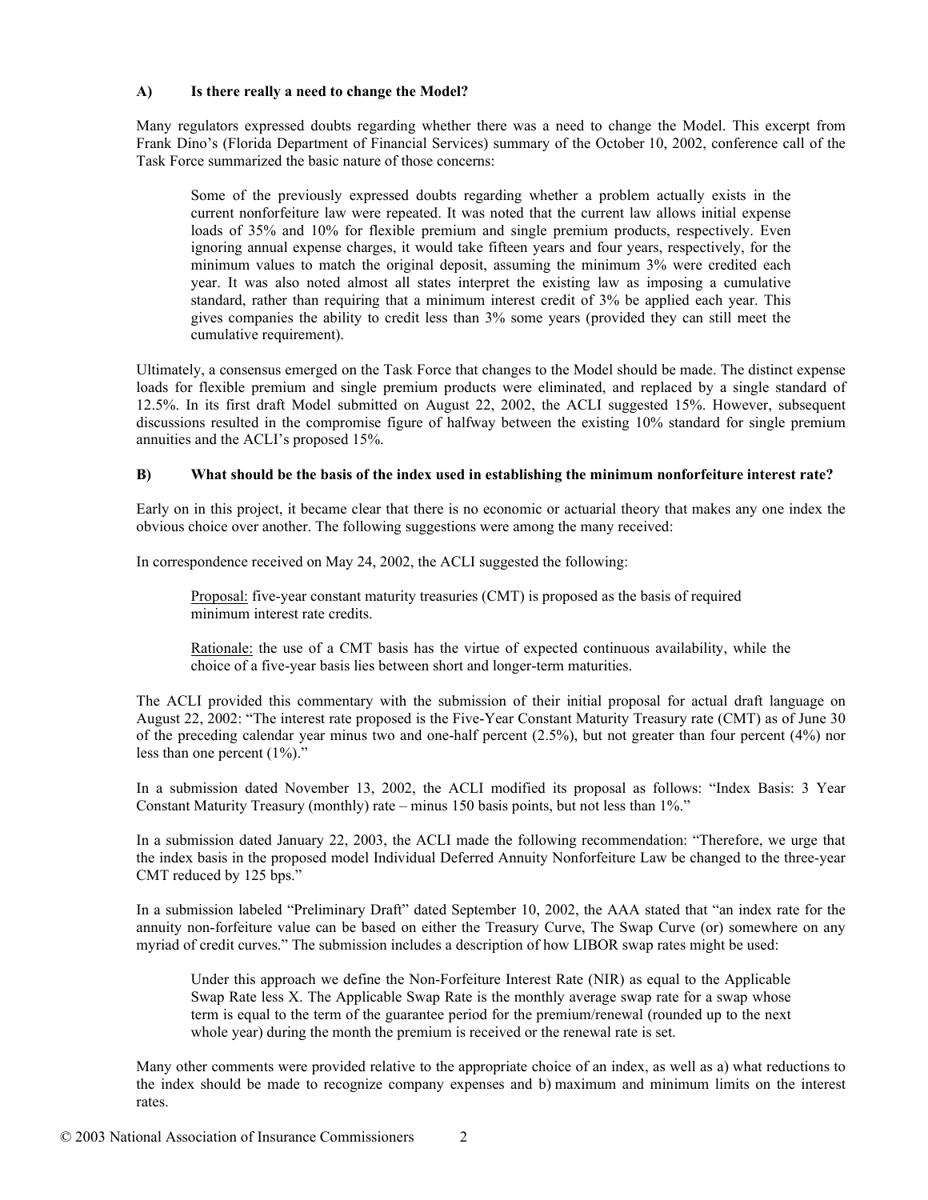### A) Is there really a need to change the Model?

Many regulators expressed doubts regarding whether there was a need to change the Model. This excerpt from Frank Dino's (Florida Department of Financial Services) summary of the October 10, 2002, conference call of the Task Force summarized the basic nature of those concerns:

> Some of the previously expressed doubts regarding whether a problem actually exists in the current nonforfeiture law were repeated. It was noted that the current law allows initial expense loads of 35% and 10% for flexible premium and single premium products, respectively. Even ignoring annual expense charges, it would take fifteen years and four years, respectively, for the minimum values to match the original deposit, assuming the minimum 3% were credited each year. It was also noted almost all states interpret the existing law as imposing a cumulative standard, rather than requiring that a minimum interest credit of 3% be applied each year. This gives companies the ability to credit less than 3% some years (provided they can still meet the cumulative requirement).

Ultimately, a consensus emerged on the Task Force that changes to the Model should be made. The distinct expense loads for flexible premium and single premium products were eliminated, and replaced by a single standard of 12.5%. In its first draft Model submitted on August 22, 2002, the ACLI suggested 15%. However, subsequent discussions resulted in the compromise figure of halfway between the existing 10% standard for single premium annuities and the ACLI's proposed 15%.

### B) What should be the basis of the index used in establishing the minimum nonforfeiture interest rate?

Early on in this project, it became clear that there is no economic or actuarial theory that makes any one index the obvious choice over another. The following suggestions were among the many received:

In correspondence received on May 24, 2002, the ACLI suggested the following:

> Proposal: five-year constant maturity treasuries (CMT) is proposed as the basis of required minimum interest rate credits.
>
> Rationale: the use of a CMT basis has the virtue of expected continuous availability, while the choice of a five-year basis lies between short and longer-term maturities.

The ACLI provided this commentary with the submission of their initial proposal for actual draft language on August 22, 2002: "The interest rate proposed is the Five-Year Constant Maturity Treasury rate (CMT) as of June 30 of the preceding calendar year minus two and one-half percent (2.5%), but not greater than four percent (4%) nor less than one percent (1%)."

In a submission dated November 13, 2002, the ACLI modified its proposal as follows: "Index Basis: 3 Year Constant Maturity Treasury (monthly) rate – minus 150 basis points, but not less than 1%."

In a submission dated January 22, 2003, the ACLI made the following recommendation: "Therefore, we urge that the index basis in the proposed model Individual Deferred Annuity Nonforfeiture Law be changed to the three-year CMT reduced by 125 bps."

In a submission labeled "Preliminary Draft" dated September 10, 2002, the AAA stated that "an index rate for the annuity non-forfeiture value can be based on either the Treasury Curve, The Swap Curve (or) somewhere on any myriad of credit curves." The submission includes a description of how LIBOR swap rates might be used:

> Under this approach we define the Non-Forfeiture Interest Rate (NIR) as equal to the Applicable Swap Rate less X. The Applicable Swap Rate is the monthly average swap rate for a swap whose term is equal to the term of the guarantee period for the premium/renewal (rounded up to the next whole year) during the month the premium is received or the renewal rate is set.

Many other comments were provided relative to the appropriate choice of an index, as well as a) what reductions to the index should be made to recognize company expenses and b) maximum and minimum limits on the interest rates.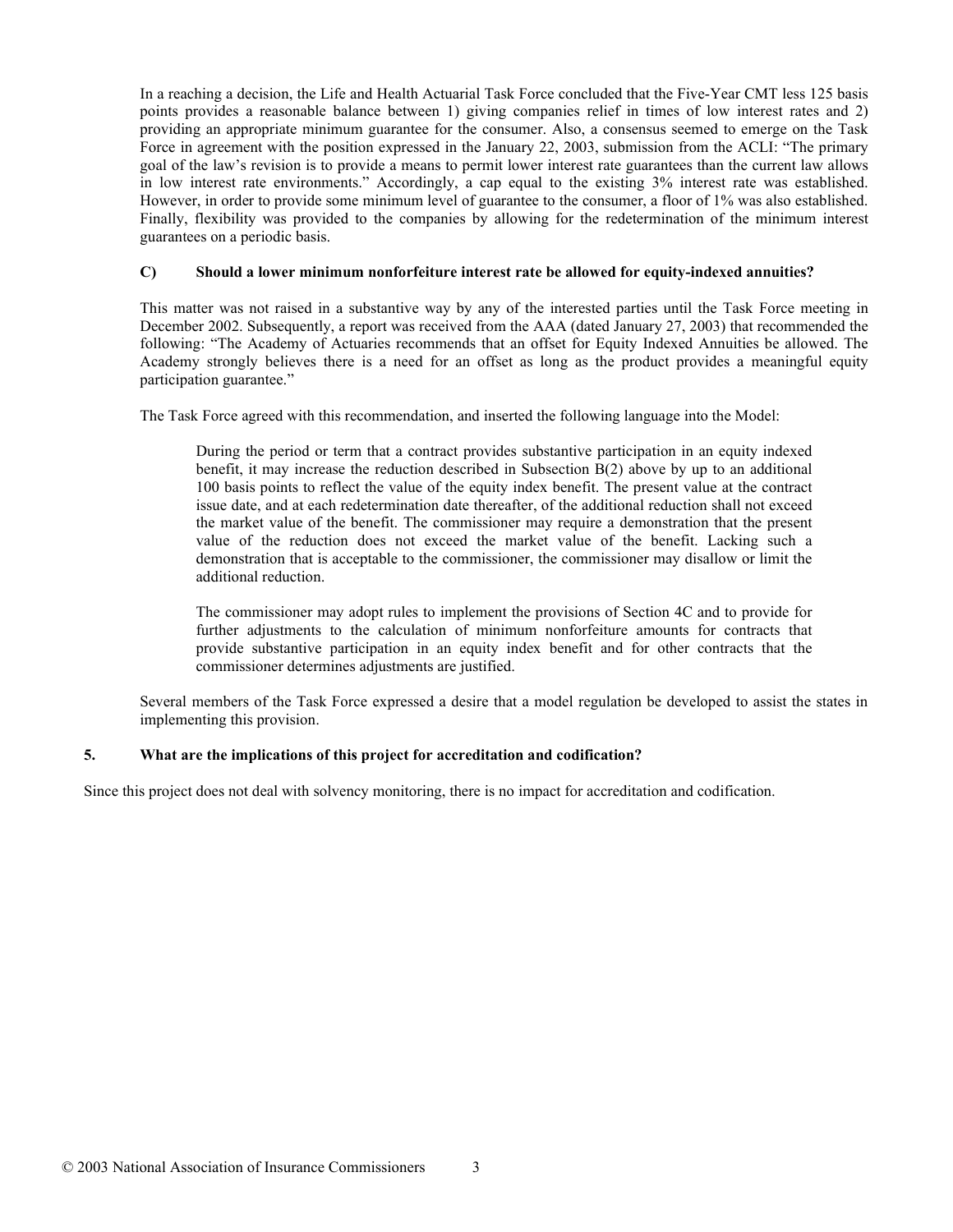In a reaching a decision, the Life and Health Actuarial Task Force concluded that the Five-Year CMT less 125 basis points provides a reasonable balance between 1) giving companies relief in times of low interest rates and 2) providing an appropriate minimum guarantee for the consumer. Also, a consensus seemed to emerge on the Task Force in agreement with the position expressed in the January 22, 2003, submission from the ACLI: "The primary goal of the law's revision is to provide a means to permit lower interest rate guarantees than the current law allows in low interest rate environments." Accordingly, a cap equal to the existing 3% interest rate was established. However, in order to provide some minimum level of guarantee to the consumer, a floor of 1% was also established. Finally, flexibility was provided to the companies by allowing for the redetermination of the minimum interest guarantees on a periodic basis.

#### C) Should a lower minimum nonforfeiture interest rate be allowed for equity-indexed annuities?

This matter was not raised in a substantive way by any of the interested parties until the Task Force meeting in December 2002. Subsequently, a report was received from the AAA (dated January 27, 2003) that recommended the following: "The Academy of Actuaries recommends that an offset for Equity Indexed Annuities be allowed. The Academy strongly believes there is a need for an offset as long as the product provides a meaningful equity participation guarantee."

The Task Force agreed with this recommendation, and inserted the following language into the Model:

> During the period or term that a contract provides substantive participation in an equity indexed benefit, it may increase the reduction described in Subsection B(2) above by up to an additional 100 basis points to reflect the value of the equity index benefit. The present value at the contract issue date, and at each redetermination date thereafter, of the additional reduction shall not exceed the market value of the benefit. The commissioner may require a demonstration that the present value of the reduction does not exceed the market value of the benefit. Lacking such a demonstration that is acceptable to the commissioner, the commissioner may disallow or limit the additional reduction.
>
> The commissioner may adopt rules to implement the provisions of Section 4C and to provide for further adjustments to the calculation of minimum nonforfeiture amounts for contracts that provide substantive participation in an equity index benefit and for other contracts that the commissioner determines adjustments are justified.

Several members of the Task Force expressed a desire that a model regulation be developed to assist the states in implementing this provision.

### 5. What are the implications of this project for accreditation and codification?

Since this project does not deal with solvency monitoring, there is no impact for accreditation and codification.

© 2003 National Association of Insurance Commissioners